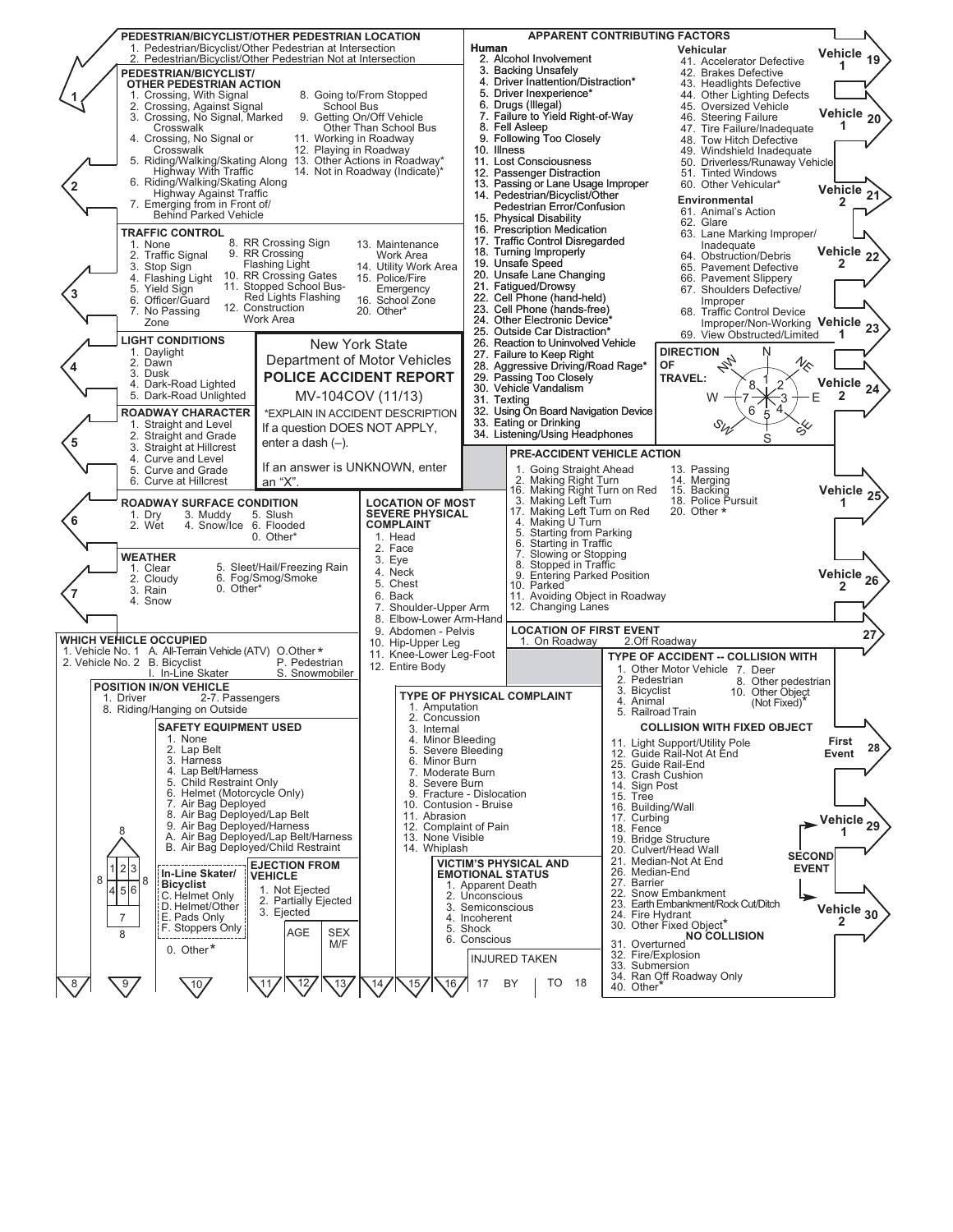# New York State Department of Motor Vehicles

## POLICE ACCIDENT REPORT

MV-104COV (11/13)

*EXPLAIN IN ACCIDENT DESCRIPTION

If a question DOES NOT APPLY, enter a dash (–).

If an answer is UNKNOWN, enter an "X".

### PEDESTRIAN/BICYCLIST/OTHER PEDESTRIAN LOCATION (1)

1. Pedestrian/Bicyclist/Other Pedestrian at Intersection
2. Pedestrian/Bicyclist/Other Pedestrian Not at Intersection

### PEDESTRIAN/BICYCLIST/ OTHER PEDESTRIAN ACTION (2)

1. Crossing, With Signal
2. Crossing, Against Signal
3. Crossing, No Signal, Marked Crosswalk
4. Crossing, No Signal or Crosswalk
5. Riding/Walking/Skating Along Highway With Traffic
6. Riding/Walking/Skating Along Highway Against Traffic
7. Emerging from in Front of/ Behind Parked Vehicle
8. Going to/From Stopped School Bus
9. Getting On/Off Vehicle Other Than School Bus
11. Working in Roadway
12. Playing in Roadway
13. Other Actions in Roadway*
14. Not in Roadway (Indicate)*

### TRAFFIC CONTROL (3)

1. None
2. Traffic Signal
3. Stop Sign
4. Flashing Light
5. Yield Sign
6. Officer/Guard
7. No Passing Zone
8. RR Crossing Sign
9. RR Crossing Flashing Light
10. RR Crossing Gates
11. Stopped School Bus-Red Lights Flashing
12. Construction Work Area
13. Maintenance Work Area
14. Utility Work Area
15. Police/Fire Emergency
16. School Zone
20. Other*

### LIGHT CONDITIONS (4)

1. Daylight
2. Dawn
3. Dusk
4. Dark-Road Lighted
5. Dark-Road Unlighted

### ROADWAY CHARACTER (5)

1. Straight and Level
2. Straight and Grade
3. Straight at Hillcrest
4. Curve and Level
5. Curve and Grade
6. Curve at Hillcrest

### ROADWAY SURFACE CONDITION (6)

1. Dry
2. Wet
3. Muddy
4. Snow/Ice
5. Slush
6. Flooded
0. Other*

### WEATHER (7)

1. Clear
2. Cloudy
3. Rain
4. Snow
5. Sleet/Hail/Freezing Rain
6. Fog/Smog/Smoke
0. Other*

### WHICH VEHICLE OCCUPIED (8)

1. Vehicle No. 1
2. Vehicle No. 2

A. All-Terrain Vehicle (ATV)
B. Bicyclist
I. In-Line Skater
O. Other *
P. Pedestrian
S. Snowmobiler

### POSITION IN/ON VEHICLE (9)

1. Driver
2-7. Passengers
8. Riding/Hanging on Outside

### SAFETY EQUIPMENT USED (10)

1. None
2. Lap Belt
3. Harness
4. Lap Belt/Harness
5. Child Restraint Only
6. Helmet (Motorcycle Only)
7. Air Bag Deployed
8. Air Bag Deployed/Lap Belt
9. Air Bag Deployed/Harness
A. Air Bag Deployed/Lap Belt/Harness
B. Air Bag Deployed/Child Restraint

**In-Line Skater/ Bicyclist**

C. Helmet Only
D. Helmet/Other
E. Pads Only
F. Stoppers Only

0. Other*

### EJECTION FROM VEHICLE (11)

1. Not Ejected
2. Partially Ejected
3. Ejected

AGE (12) | SEX M/F (13)

### LOCATION OF MOST SEVERE PHYSICAL COMPLAINT (14)

1. Head
2. Face
3. Eye
4. Neck
5. Chest
6. Back
7. Shoulder-Upper Arm
8. Elbow-Lower Arm-Hand
9. Abdomen - Pelvis
10. Hip-Upper Leg
11. Knee-Lower Leg-Foot
12. Entire Body

### TYPE OF PHYSICAL COMPLAINT (15)

1. Amputation
2. Concussion
3. Internal
4. Minor Bleeding
5. Severe Bleeding
6. Minor Burn
7. Moderate Burn
8. Severe Burn
9. Fracture - Dislocation
10. Contusion - Bruise
11. Abrasion
12. Complaint of Pain
13. None Visible
14. Whiplash

### VICTIM'S PHYSICAL AND EMOTIONAL STATUS (16)

1. Apparent Death
2. Unconscious
3. Semiconscious
4. Incoherent
5. Shock
6. Conscious

INJURED TAKEN 17 BY | TO 18

### APPARENT CONTRIBUTING FACTORS (Vehicle 1: 19, 20; Vehicle 2: 21, 22)

**Human**

2. Alcohol Involvement
3. Backing Unsafely
4. Driver Inattention/Distraction*
5. Driver Inexperience*
6. Drugs (Illegal)
7. Failure to Yield Right-of-Way
8. Fell Asleep
9. Following Too Closely
10. Illness
11. Lost Consciousness
12. Passenger Distraction
13. Passing or Lane Usage Improper
14. Pedestrian/Bicyclist/Other Pedestrian Error/Confusion
15. Physical Disability
16. Prescription Medication
17. Traffic Control Disregarded
18. Turning Improperly
19. Unsafe Speed
20. Unsafe Lane Changing
21. Fatigued/Drowsy
22. Cell Phone (hand-held)
23. Cell Phone (hands-free)
24. Other Electronic Device*
25. Outside Car Distraction*
26. Reaction to Uninvolved Vehicle
27. Failure to Keep Right
28. Aggressive Driving/Road Rage*
29. Passing Too Closely
30. Vehicle Vandalism
31. Texting
32. Using On Board Navigation Device
33. Eating or Drinking
34. Listening/Using Headphones

**Vehicular**

41. Accelerator Defective
42. Brakes Defective
43. Headlights Defective
44. Other Lighting Defects
45. Oversized Vehicle
46. Steering Failure
47. Tire Failure/Inadequate
48. Tow Hitch Defective
49. Windshield Inadequate
50. Driverless/Runaway Vehicle
51. Tinted Windows
60. Other Vehicular*

**Environmental**

61. Animal's Action
62. Glare
63. Lane Marking Improper/ Inadequate
64. Obstruction/Debris
65. Pavement Defective
66. Pavement Slippery
67. Shoulders Defective/ Improper
68. Traffic Control Device Improper/Non-Working
69. View Obstructed/Limited

### DIRECTION OF TRAVEL (Vehicle 1: 23; Vehicle 2: 24)

1. N
2. NE
3. E
4. SE
5. S
6. SW
7. W
8. NW

### PRE-ACCIDENT VEHICLE ACTION (Vehicle 1: 25; Vehicle 2: 26)

1. Going Straight Ahead
2. Making Right Turn
16. Making Right Turn on Red
3. Making Left Turn
17. Making Left Turn on Red
4. Making U Turn
5. Starting from Parking
6. Starting in Traffic
7. Slowing or Stopping
8. Stopped in Traffic
9. Entering Parked Position
10. Parked
11. Avoiding Object in Roadway
12. Changing Lanes
13. Passing
14. Merging
15. Backing
18. Police Pursuit
20. Other *

### LOCATION OF FIRST EVENT (27)

1. On Roadway
2. Off Roadway

### TYPE OF ACCIDENT -- COLLISION WITH (First Event: 28; Second Event: Vehicle 1: 29, Vehicle 2: 30)

1. Other Motor Vehicle
2. Pedestrian
3. Bicyclist
4. Animal
5. Railroad Train
7. Deer
8. Other pedestrian
10. Other Object (Not Fixed)*

**COLLISION WITH FIXED OBJECT**

11. Light Support/Utility Pole
12. Guide Rail-Not At End
25. Guide Rail-End
13. Crash Cushion
14. Sign Post
15. Tree
16. Building/Wall
17. Curbing
18. Fence
19. Bridge Structure
20. Culvert/Head Wall
21. Median-Not At End
26. Median-End
27. Barrier
22. Snow Embankment
23. Earth Embankment/Rock Cut/Ditch
24. Fire Hydrant
30. Other Fixed Object*

**NO COLLISION**

31. Overturned
32. Fire/Explosion
33. Submersion
34. Ran Off Roadway Only
40. Other*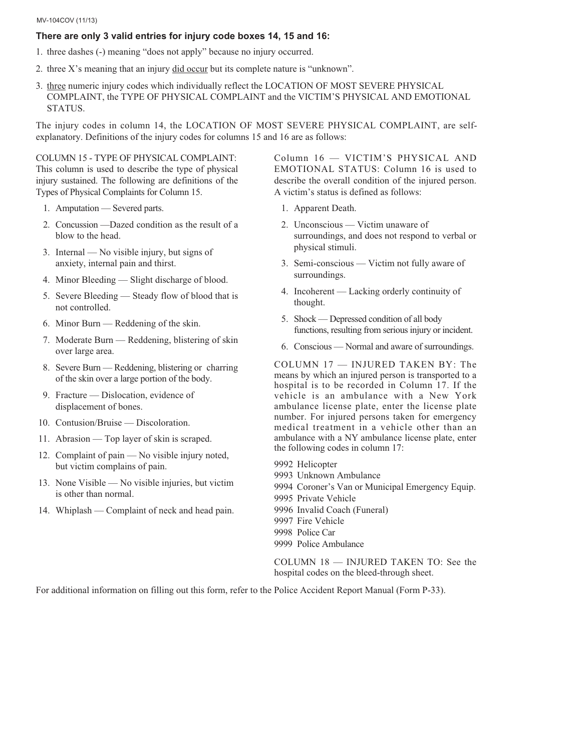MV-104COV (11/13)

**There are only 3 valid entries for injury code boxes 14, 15 and 16:**

1. three dashes (-) meaning "does not apply" because no injury occurred.
2. three X's meaning that an injury did occur but its complete nature is "unknown".
3. three numeric injury codes which individually reflect the LOCATION OF MOST SEVERE PHYSICAL COMPLAINT, the TYPE OF PHYSICAL COMPLAINT and the VICTIM'S PHYSICAL AND EMOTIONAL STATUS.

The injury codes in column 14, the LOCATION OF MOST SEVERE PHYSICAL COMPLAINT, are self-explanatory. Definitions of the injury codes for columns 15 and 16 are as follows:

COLUMN 15 - TYPE OF PHYSICAL COMPLAINT: This column is used to describe the type of physical injury sustained. The following are definitions of the Types of Physical Complaints for Column 15.

1. Amputation — Severed parts.
2. Concussion —Dazed condition as the result of a blow to the head.
3. Internal — No visible injury, but signs of anxiety, internal pain and thirst.
4. Minor Bleeding — Slight discharge of blood.
5. Severe Bleeding — Steady flow of blood that is not controlled.
6. Minor Burn — Reddening of the skin.
7. Moderate Burn — Reddening, blistering of skin over large area.
8. Severe Burn — Reddening, blistering or charring of the skin over a large portion of the body.
9. Fracture — Dislocation, evidence of displacement of bones.
10. Contusion/Bruise — Discoloration.
11. Abrasion — Top layer of skin is scraped.
12. Complaint of pain — No visible injury noted, but victim complains of pain.
13. None Visible — No visible injuries, but victim is other than normal.
14. Whiplash — Complaint of neck and head pain.

Column 16 — VICTIM'S PHYSICAL AND EMOTIONAL STATUS: Column 16 is used to describe the overall condition of the injured person. A victim's status is defined as follows:

1. Apparent Death.
2. Unconscious — Victim unaware of surroundings, and does not respond to verbal or physical stimuli.
3. Semi-conscious — Victim not fully aware of surroundings.
4. Incoherent — Lacking orderly continuity of thought.
5. Shock — Depressed condition of all body functions, resulting from serious injury or incident.
6. Conscious — Normal and aware of surroundings.

COLUMN 17 — INJURED TAKEN BY: The means by which an injured person is transported to a hospital is to be recorded in Column 17. If the vehicle is an ambulance with a New York ambulance license plate, enter the license plate number. For injured persons taken for emergency medical treatment in a vehicle other than an ambulance with a NY ambulance license plate, enter the following codes in column 17:

9992 Helicopter  
9993 Unknown Ambulance  
9994 Coroner's Van or Municipal Emergency Equip.  
9995 Private Vehicle  
9996 Invalid Coach (Funeral)  
9997 Fire Vehicle  
9998 Police Car  
9999 Police Ambulance

COLUMN 18 — INJURED TAKEN TO: See the hospital codes on the bleed-through sheet.

For additional information on filling out this form, refer to the Police Accident Report Manual (Form P-33).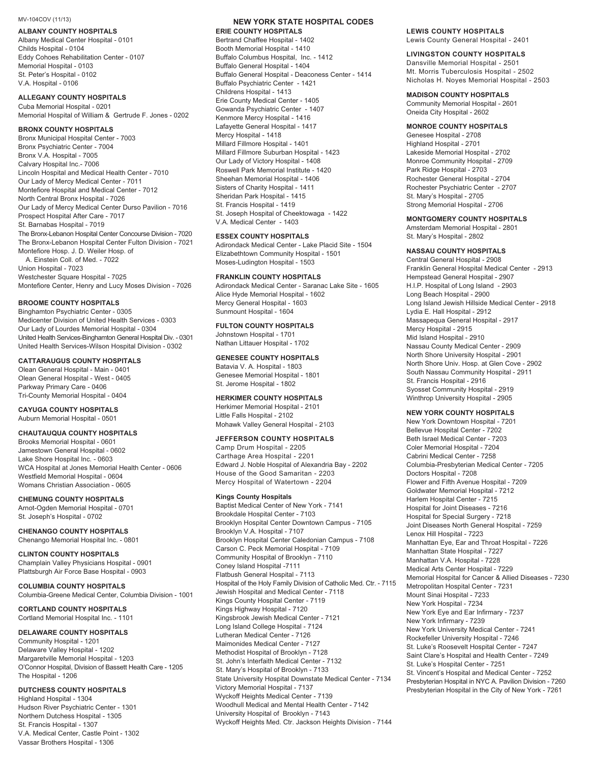MV-104COV (11/13)

# NEW YORK STATE HOSPITAL CODES

### ALBANY COUNTY HOSPITALS
Albany Medical Center Hospital - 0101
Childs Hospital - 0104
Eddy Cohoes Rehabilitation Center - 0107
Memorial Hospital - 0103
St. Peter's Hospital - 0102
V.A. Hospital - 0106

### ALLEGANY COUNTY HOSPITALS
Cuba Memorial Hospital - 0201
Memorial Hospital of William & Gertrude F. Jones - 0202

### BRONX COUNTY HOSPITALS
Bronx Municipal Hospital Center - 7003
Bronx Psychiatric Center - 7004
Bronx V.A. Hospital - 7005
Calvary Hospital Inc.- 7006
Lincoln Hospital and Medical Health Center - 7010
Our Lady of Mercy Medical Center - 7011
Montefiore Hospital and Medical Center - 7012
North Central Bronx Hospital - 7026
Our Lady of Mercy Medical Center Durso Pavilion - 7016
Prospect Hospital After Care - 7017
St. Barnabas Hospital - 7019
The Bronx-Lebanon Hospital Center Concourse Division - 7020
The Bronx-Lebanon Hospital Center Fulton Division - 7021
Montefiore Hosp. J. D. Weiler Hosp. of A. Einstein Coll. of Med. - 7022
Union Hospital - 7023
Westchester Square Hospital - 7025
Montefiore Center, Henry and Lucy Moses Division - 7026

### BROOME COUNTY HOSPITALS
Binghamton Psychiatric Center - 0305
Medicenter Division of United Health Services - 0303
Our Lady of Lourdes Memorial Hospital - 0304
United Health Services-Binghamton General Hospital Div. - 0301
United Health Services-Wilson Hospital Division - 0302

### CATTARAUGUS COUNTY HOSPITALS
Olean General Hospital - Main - 0401
Olean General Hospital - West - 0405
Parkway Primary Care - 0406
Tri-County Memorial Hospital - 0404

### CAYUGA COUNTY HOSPITALS
Auburn Memorial Hospital - 0501

### CHAUTAUQUA COUNTY HOSPITALS
Brooks Memorial Hospital - 0601
Jamestown General Hospital - 0602
Lake Shore Hospital Inc. - 0603
WCA Hospital at Jones Memorial Health Center - 0606
Westfield Memorial Hospital - 0604
Womans Christian Association - 0605

### CHEMUNG COUNTY HOSPITALS
Arnot-Ogden Memorial Hospital - 0701
St. Joseph's Hospital - 0702

### CHENANGO COUNTY HOSPITALS
Chenango Memorial Hospital Inc. - 0801

### CLINTON COUNTY HOSPITALS
Champlain Valley Physicians Hospital - 0901
Plattsburgh Air Force Base Hospital - 0903

### COLUMBIA COUNTY HOSPITALS
Columbia-Greene Medical Center, Columbia Division - 1001

### CORTLAND COUNTY HOSPITALS
Cortland Memorial Hospital Inc. - 1101

### DELAWARE COUNTY HOSPITALS
Community Hospital - 1201
Delaware Valley Hospital - 1202
Margaretville Memorial Hospital - 1203
O'Connor Hospital, Division of Bassett Health Care - 1205
The Hospital - 1206

### DUTCHESS COUNTY HOSPITALS
Highland Hospital - 1304
Hudson River Psychiatric Center - 1301
Northern Dutchess Hospital - 1305
St. Francis Hospital - 1307
V.A. Medical Center, Castle Point - 1302
Vassar Brothers Hospital - 1306

### ERIE COUNTY HOSPITALS
Bertrand Chaffee Hospital - 1402
Booth Memorial Hospital - 1410
Buffalo Columbus Hospital, Inc. - 1412
Buffalo General Hospital - 1404
Buffalo General Hospital - Deaconess Center - 1414
Buffalo Psychiatric Center - 1421
Childrens Hospital - 1413
Erie County Medical Center - 1405
Gowanda Psychiatric Center - 1407
Kenmore Mercy Hospital - 1416
Lafayette General Hospital - 1417
Mercy Hospital - 1418
Millard Fillmore Hospital - 1401
Millard Fillmore Suburban Hospital - 1423
Our Lady of Victory Hospital - 1408
Roswell Park Memorial Institute - 1420
Sheehan Memorial Hospital - 1406
Sisters of Charity Hospital - 1411
Sheridan Park Hospital - 1415
St. Francis Hospital - 1419
St. Joseph Hospital of Cheektowaga - 1422
V.A. Medical Center - 1403

### ESSEX COUNTY HOSPITALS
Adirondack Medical Center - Lake Placid Site - 1504
Elizabethtown Community Hospital - 1501
Moses-Ludington Hospital - 1503

### FRANKLIN COUNTY HOSPITALS
Adirondack Medical Center - Saranac Lake Site - 1605
Alice Hyde Memorial Hospital - 1602
Mercy General Hospital - 1603
Sunmount Hospital - 1604

### FULTON COUNTY HOSPITALS
Johnstown Hospital - 1701
Nathan Littauer Hospital - 1702

### GENESEE COUNTY HOSPITALS
Batavia V. A. Hospital - 1803
Genesee Memorial Hospital - 1801
St. Jerome Hospital - 1802

### HERKIMER COUNTY HOSPITALS
Herkimer Memorial Hospital - 2101
Little Falls Hospital - 2102
Mohawk Valley General Hospital - 2103

### JEFFERSON COUNTY HOSPITALS
Camp Drum Hospital - 2205
Carthage Area Hospital - 2201
Edward J. Noble Hospital of Alexandria Bay - 2202
House of the Good Samaritan - 2203
Mercy Hospital of Watertown - 2204

### Kings County Hospitals
Baptist Medical Center of New York - 7141
Brookdale Hospital Center - 7103
Brooklyn Hospital Center Downtown Campus - 7105
Brooklyn V.A. Hospital - 7107
Brooklyn Hospital Center Caledonian Campus - 7108
Carson C. Peck Memorial Hospital - 7109
Community Hospital of Brooklyn - 7110
Coney Island Hospital -7111
Flatbush General Hospital - 7113
Hospital of the Holy Family Division of Catholic Med. Ctr. - 7115
Jewish Hospital and Medical Center - 7118
Kings County Hospital Center - 7119
Kings Highway Hospital - 7120
Kingsbrook Jewish Medical Center - 7121
Long Island College Hospital - 7124
Lutheran Medical Center - 7126
Maimonides Medical Center - 7127
Methodist Hospital of Brooklyn - 7128
St. John's Interfaith Medical Center - 7132
St. Mary's Hospital of Brooklyn - 7133
State University Hospital Downstate Medical Center - 7134
Victory Memorial Hospital - 7137
Wyckoff Heights Medical Center - 7139
Woodhull Medical and Mental Health Center - 7142
University Hospital of Brooklyn - 7143
Wyckoff Heights Med. Ctr. Jackson Heights Division - 7144

### LEWIS COUNTY HOSPITALS
Lewis County General Hospital - 2401

### LIVINGSTON COUNTY HOSPITALS
Dansville Memorial Hospital - 2501
Mt. Morris Tuberculosis Hospital - 2502
Nicholas H. Noyes Memorial Hospital - 2503

### MADISON COUNTY HOSPITALS
Community Memorial Hospital - 2601
Oneida City Hospital - 2602

### MONROE COUNTY HOSPITALS
Genesee Hospital - 2708
Highland Hospital - 2701
Lakeside Memorial Hospital - 2702
Monroe Community Hospital - 2709
Park Ridge Hospital - 2703
Rochester General Hospital - 2704
Rochester Psychiatric Center - 2707
St. Mary's Hospital - 2705
Strong Memorial Hospital - 2706

### MONTGOMERY COUNTY HOSPITALS
Amsterdam Memorial Hospital - 2801
St. Mary's Hospital - 2802

### NASSAU COUNTY HOSPITALS
Central General Hospital - 2908
Franklin General Hospital Medical Center - 2913
Hempstead General Hospital - 2907
H.I.P. Hospital of Long Island - 2903
Long Beach Hospital - 2900
Long Island Jewish Hillside Medical Center - 2918
Lydia E. Hall Hospital - 2912
Massapequa General Hospital - 2917
Mercy Hospital - 2915
Mid Island Hospital - 2910
Nassau County Medical Center - 2909
North Shore University Hospital - 2901
North Shore Univ. Hosp. at Glen Cove - 2902
South Nassau Community Hospital - 2911
St. Francis Hospital - 2916
Syosset Community Hospital - 2919
Winthrop University Hospital - 2905

### NEW YORK COUNTY HOSPITALS
New York Downtown Hospital - 7201
Bellevue Hospital Center - 7202
Beth Israel Medical Center - 7203
Coler Memorial Hospital - 7204
Cabrini Medical Center - 7258
Columbia-Presbyterian Medical Center - 7205
Doctors Hospital - 7208
Flower and Fifth Avenue Hospital - 7209
Goldwater Memorial Hospital - 7212
Harlem Hospital Center - 7215
Hospital for Joint Diseases - 7216
Hospital for Special Surgery - 7218
Joint Diseases North General Hospital - 7259
Lenox Hill Hospital - 7223
Manhattan Eye, Ear and Throat Hospital - 7226
Manhattan State Hospital - 7227
Manhattan V.A. Hospital - 7228
Medical Arts Center Hospital - 7229
Memorial Hospital for Cancer & Allied Diseases - 7230
Metropolitan Hospital Center - 7231
Mount Sinai Hospital - 7233
New York Hospital - 7234
New York Eye and Ear Infirmary - 7237
New York Infirmary - 7239
New York University Medical Center - 7241
Rockefeller University Hospital - 7246
St. Luke's Roosevelt Hospital Center - 7247
Saint Clare's Hospital and Health Center - 7249
St. Luke's Hospital Center - 7251
St. Vincent's Hospital and Medical Center - 7252
Presbyterian Hospital in NYC A. Pavilion Division - 7260
Presbyterian Hospital in the City of New York - 7261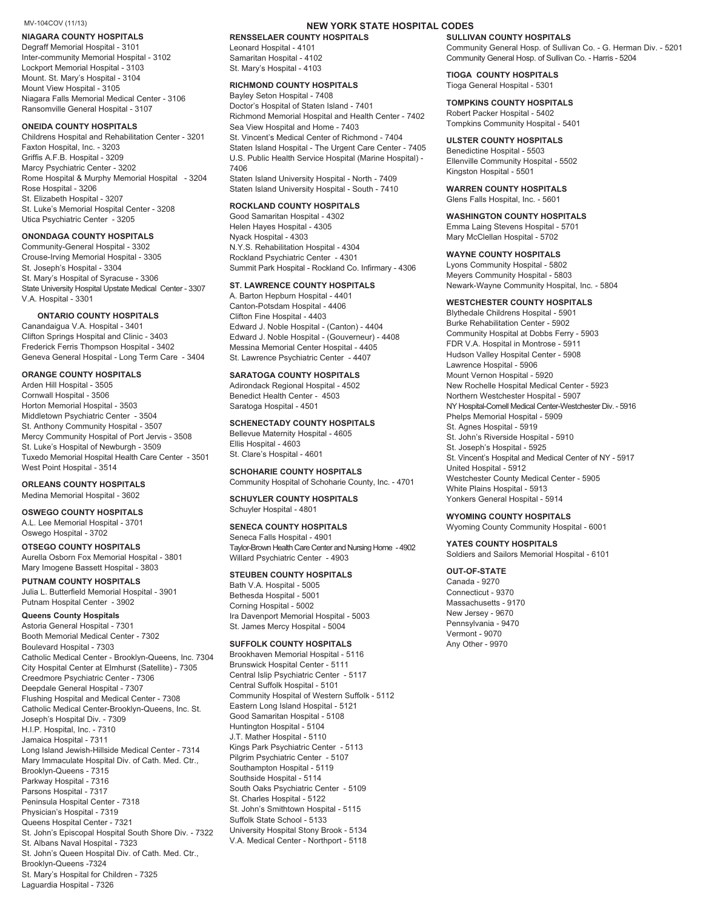MV-104COV (11/13)

# NEW YORK STATE HOSPITAL CODES

## NIAGARA COUNTY HOSPITALS

Degraff Memorial Hospital - 3101
Inter-community Memorial Hospital - 3102
Lockport Memorial Hospital - 3103
Mount. St. Mary's Hospital - 3104
Mount View Hospital - 3105
Niagara Falls Memorial Medical Center - 3106
Ransomville General Hospital - 3107

## ONEIDA COUNTY HOSPITALS

Childrens Hospital and Rehabilitation Center - 3201
Faxton Hospital, Inc. - 3203
Griffis A.F.B. Hospital - 3209
Marcy Psychiatric Center - 3202
Rome Hospital & Murphy Memorial Hospital - 3204
Rose Hospital - 3206
St. Elizabeth Hospital - 3207
St. Luke's Memorial Hospital Center - 3208
Utica Psychiatric Center - 3205

## ONONDAGA COUNTY HOSPITALS

Community-General Hospital - 3302
Crouse-Irving Memorial Hospital - 3305
St. Joseph's Hospital - 3304
St. Mary's Hospital of Syracuse - 3306
State University Hospital Upstate Medical Center - 3307
V.A. Hospital - 3301

## ONTARIO COUNTY HOSPITALS

Canandaigua V.A. Hospital - 3401
Clifton Springs Hospital and Clinic - 3403
Frederick Ferris Thompson Hospital - 3402
Geneva General Hospital - Long Term Care - 3404

## ORANGE COUNTY HOSPITALS

Arden Hill Hospital - 3505
Cornwall Hospital - 3506
Horton Memorial Hospital - 3503
Middletown Psychiatric Center - 3504
St. Anthony Community Hospital - 3507
Mercy Community Hospital of Port Jervis - 3508
St. Luke's Hospital of Newburgh - 3509
Tuxedo Memorial Hospital Health Care Center - 3501
West Point Hospital - 3514

## ORLEANS COUNTY HOSPITALS

Medina Memorial Hospital - 3602

## OSWEGO COUNTY HOSPITALS

A.L. Lee Memorial Hospital - 3701
Oswego Hospital - 3702

## OTSEGO COUNTY HOSPITALS

Aurella Osborn Fox Memorial Hospital - 3801
Mary Imogene Bassett Hospital - 3803

## PUTNAM COUNTY HOSPITALS

Julia L. Butterfield Memorial Hospital - 3901
Putnam Hospital Center - 3902

## Queens County Hospitals

Astoria General Hospital - 7301
Booth Memorial Medical Center - 7302
Boulevard Hospital - 7303
Catholic Medical Center - Brooklyn-Queens, Inc. 7304
City Hospital Center at Elmhurst (Satellite) - 7305
Creedmore Psychiatric Center - 7306
Deepdale General Hospital - 7307
Flushing Hospital and Medical Center - 7308
Catholic Medical Center-Brooklyn-Queens, Inc. St. Joseph's Hospital Div. - 7309
H.I.P. Hospital, Inc. - 7310
Jamaica Hospital - 7311
Long Island Jewish-Hillside Medical Center - 7314
Mary Immaculate Hospital Div. of Cath. Med. Ctr., Brooklyn-Queens - 7315
Parkway Hospital - 7316
Parsons Hospital - 7317
Peninsula Hospital Center - 7318
Physician's Hospital - 7319
Queens Hospital Center - 7321
St. John's Episcopal Hospital South Shore Div. - 7322
St. Albans Naval Hospital - 7323
St. John's Queen Hospital Div. of Cath. Med. Ctr., Brooklyn-Queens -7324
St. Mary's Hospital for Children - 7325
Laguardia Hospital - 7326

## RENSSELAER COUNTY HOSPITALS

Leonard Hospital - 4101
Samaritan Hospital - 4102
St. Mary's Hospital - 4103

## RICHMOND COUNTY HOSPITALS

Bayley Seton Hospital - 7408
Doctor's Hospital of Staten Island - 7401
Richmond Memorial Hospital and Health Center - 7402
Sea View Hospital and Home - 7403
St. Vincent's Medical Center of Richmond - 7404
Staten Island Hospital - The Urgent Care Center - 7405
U.S. Public Health Service Hospital (Marine Hospital) - 7406
Staten Island University Hospital - North - 7409
Staten Island University Hospital - South - 7410

## ROCKLAND COUNTY HOSPITALS

Good Samaritan Hospital - 4302
Helen Hayes Hospital - 4305
Nyack Hospital - 4303
N.Y.S. Rehabilitation Hospital - 4304
Rockland Psychiatric Center - 4301
Summit Park Hospital - Rockland Co. Infirmary - 4306

## ST. LAWRENCE COUNTY HOSPITALS

A. Barton Hepburn Hospital - 4401
Canton-Potsdam Hospital - 4406
Clifton Fine Hospital - 4403
Edward J. Noble Hospital - (Canton) - 4404
Edward J. Noble Hospital - (Gouverneur) - 4408
Messina Memorial Center Hospital - 4405
St. Lawrence Psychiatric Center - 4407

## SARATOGA COUNTY HOSPITALS

Adirondack Regional Hospital - 4502
Benedict Health Center - 4503
Saratoga Hospital - 4501

## SCHENECTADY COUNTY HOSPITALS

Bellevue Maternity Hospital - 4605
Ellis Hospital - 4603
St. Clare's Hospital - 4601

## SCHOHARIE COUNTY HOSPITALS

Community Hospital of Schoharie County, Inc. - 4701

## SCHUYLER COUNTY HOSPITALS

Schuyler Hospital - 4801

## SENECA COUNTY HOSPITALS

Seneca Falls Hospital - 4901
Taylor-Brown Health Care Center and Nursing Home - 4902
Willard Psychiatric Center - 4903

## STEUBEN COUNTY HOSPITALS

Bath V.A. Hospital - 5005
Bethesda Hospital - 5001
Corning Hospital - 5002
Ira Davenport Memorial Hospital - 5003
St. James Mercy Hospital - 5004

## SUFFOLK COUNTY HOSPITALS

Brookhaven Memorial Hospital - 5116
Brunswick Hospital Center - 5111
Central Islip Psychiatric Center - 5117
Central Suffolk Hospital - 5101
Community Hospital of Western Suffolk - 5112
Eastern Long Island Hospital - 5121
Good Samaritan Hospital - 5108
Huntington Hospital - 5104
J.T. Mather Hospital - 5110
Kings Park Psychiatric Center - 5113
Pilgrim Psychiatric Center - 5107
Southampton Hospital - 5119
Southside Hospital - 5114
South Oaks Psychiatric Center - 5109
St. Charles Hospital - 5122
St. John's Smithtown Hospital - 5115
Suffolk State School - 5133
University Hospital Stony Brook - 5134
V.A. Medical Center - Northport - 5118

## SULLIVAN COUNTY HOSPITALS

Community General Hosp. of Sullivan Co. - G. Herman Div. - 5201
Community General Hosp. of Sullivan Co. - Harris - 5204

## TIOGA COUNTY HOSPITALS

Tioga General Hospital - 5301

## TOMPKINS COUNTY HOSPITALS

Robert Packer Hospital - 5402
Tompkins Community Hospital - 5401

## ULSTER COUNTY HOSPITALS

Benedictine Hospital - 5503
Ellenville Community Hospital - 5502
Kingston Hospital - 5501

## WARREN COUNTY HOSPITALS

Glens Falls Hospital, Inc. - 5601

## WASHINGTON COUNTY HOSPITALS

Emma Laing Stevens Hospital - 5701
Mary McClellan Hospital - 5702

## WAYNE COUNTY HOSPITALS

Lyons Community Hospital - 5802
Meyers Community Hospital - 5803
Newark-Wayne Community Hospital, Inc. - 5804

## WESTCHESTER COUNTY HOSPITALS

Blythedale Childrens Hospital - 5901
Burke Rehabilitation Center - 5902
Community Hospital at Dobbs Ferry - 5903
FDR V.A. Hospital in Montrose - 5911
Hudson Valley Hospital Center - 5908
Lawrence Hospital - 5906
Mount Vernon Hospital - 5920
New Rochelle Hospital Medical Center - 5923
Northern Westchester Hospital - 5907
NY Hospital-Cornell Medical Center-Westchester Div. - 5916
Phelps Memorial Hospital - 5909
St. Agnes Hospital - 5919
St. John's Riverside Hospital - 5910
St. Joseph's Hospital - 5925
St. Vincent's Hospital and Medical Center of NY - 5917
United Hospital - 5912
Westchester County Medical Center - 5905
White Plains Hospital - 5913
Yonkers General Hospital - 5914

## WYOMING COUNTY HOSPITALS

Wyoming County Community Hospital - 6001

## YATES COUNTY HOSPITALS

Soldiers and Sailors Memorial Hospital - 6101

## OUT-OF-STATE

Canada - 9270
Connecticut - 9370
Massachusetts - 9170
New Jersey - 9670
Pennsylvania - 9470
Vermont - 9070
Any Other - 9970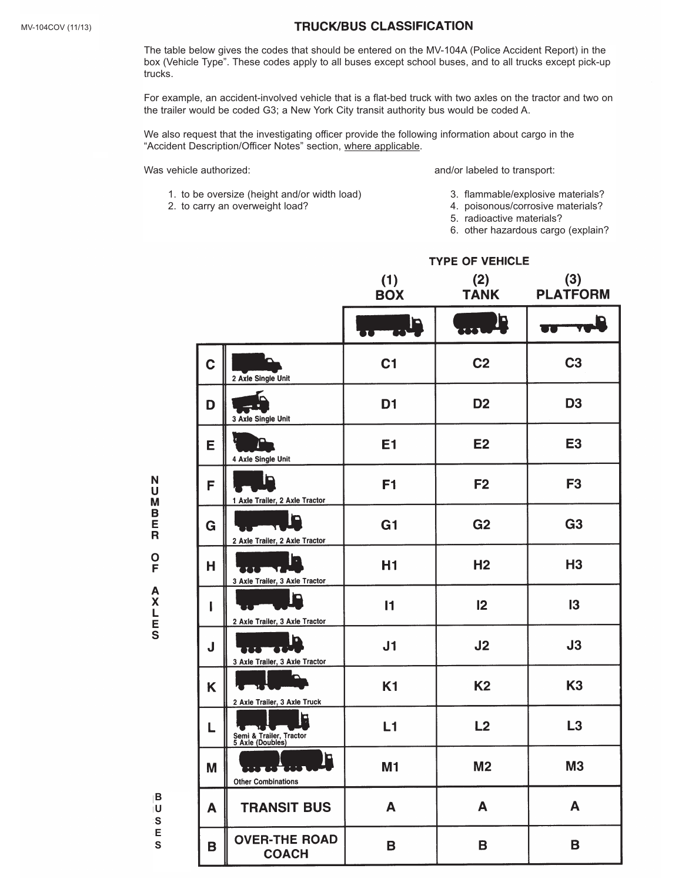MV-104COV (11/13)

# TRUCK/BUS CLASSIFICATION

The table below gives the codes that should be entered on the MV-104A (Police Accident Report) in the box (Vehicle Type". These codes apply to all buses except school buses, and to all trucks except pick-up trucks.

For example, an accident-involved vehicle that is a flat-bed truck with two axles on the tractor and two on the trailer would be coded G3; a New York City transit authority bus would be coded A.

We also request that the investigating officer provide the following information about cargo in the "Accident Description/Officer Notes" section, where applicable.

Was vehicle authorized:

1. to be oversize (height and/or width load)
2. to carry an overweight load?

and/or labeled to transport:

3. flammable/explosive materials?
4. poisonous/corrosive materials?
5. radioactive materials?
6. other hazardous cargo (explain?

**TYPE OF VEHICLE**

| | | | (1) BOX | (2) TANK | (3) PLATFORM |
|---|---|---|---|---|---|
| NUMBER OF AXLES | C | 2 Axle Single Unit | C1 | C2 | C3 |
| | D | 3 Axle Single Unit | D1 | D2 | D3 |
| | E | 4 Axle Single Unit | E1 | E2 | E3 |
| | F | 1 Axle Trailer, 2 Axle Tractor | F1 | F2 | F3 |
| | G | 2 Axle Trailer, 2 Axle Tractor | G1 | G2 | G3 |
| | H | 3 Axle Trailer, 3 Axle Tractor | H1 | H2 | H3 |
| | I | 2 Axle Trailer, 3 Axle Tractor | I1 | I2 | I3 |
| | J | 3 Axle Trailer, 3 Axle Tractor | J1 | J2 | J3 |
| | K | 2 Axle Trailer, 3 Axle Truck | K1 | K2 | K3 |
| | L | Semi & Trailer, Tractor 5 Axle (Doubles) | L1 | L2 | L3 |
| | M | Other Combinations | M1 | M2 | M3 |
| BUSES | A | TRANSIT BUS | A | A | A |
| | B | OVER-THE ROAD COACH | B | B | B |